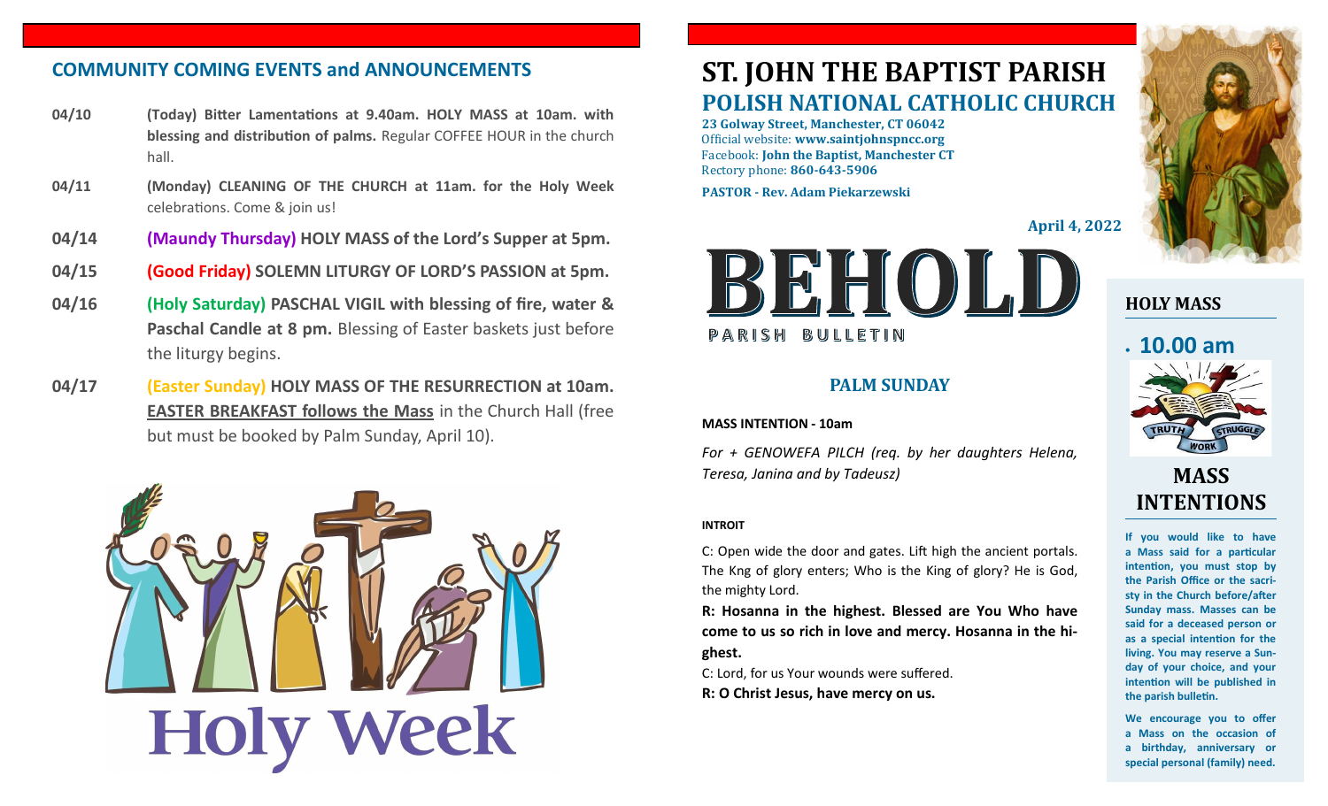## COMMUNITY COMING EVENTS and ANNOUNCEMENTS

- **04/10** — **(Today) Bitter Lamentations at 9.40am. HOLY MASS at 10am. with blessing and distribution of palms.** Regular COFFEE HOUR in the church hall.
- **04/11** — **(Monday) CLEANING OF THE CHURCH at 11am. for the Holy Week** celebrations. Come & join us!
- **04/14** — **(Maundy Thursday) HOLY MASS of the Lord's Supper at 5pm.**
- **04/15** — **(Good Friday) SOLEMN LITURGY OF LORD'S PASSION at 5pm.**
- **04/16** — **(Holy Saturday) PASCHAL VIGIL with blessing of fire, water & Paschal Candle at 8 pm.** Blessing of Easter baskets just before the liturgy begins.
- **04/17** — **(Easter Sunday) HOLY MASS OF THE RESURRECTION at 10am.** **EASTER BREAKFAST follows the Mass** in the Church Hall (free but must be booked by Palm Sunday, April 10).

Holy Week

# ST. JOHN THE BAPTIST PARISH
## POLISH NATIONAL CATHOLIC CHURCH

**23 Golway Street, Manchester, CT 06042**
Official website: **www.saintjohnspncc.org**
Facebook: **John the Baptist, Manchester CT**
Rectory phone: **860-643-5906**

**PASTOR - Rev. Adam Piekarzewski**

**April 4, 2022**

# BEHOLD
PARISH BULLETIN

### PALM SUNDAY

**MASS INTENTION - 10am**

*For + GENOWEFA PILCH (req. by her daughters Helena, Teresa, Janina and by Tadeusz)*

**INTROIT**

C: Open wide the door and gates. Lift high the ancient portals. The Kng of glory enters; Who is the King of glory? He is God, the mighty Lord.

**R: Hosanna in the highest. Blessed are You Who have come to us so rich in love and mercy. Hosanna in the highest.**

C: Lord, for us Your wounds were suffered.

**R: O Christ Jesus, have mercy on us.**

### HOLY MASS

- **10.00 am**

TRUTH WORK STRUGGLE

### MASS INTENTIONS

**If you would like to have a Mass said for a particular intention, you must stop by the Parish Office or the sacristy in the Church before/after Sunday mass. Masses can be said for a deceased person or as a special intention for the living. You may reserve a Sunday of your choice, and your intention will be published in the parish bulletin.**

**We encourage you to offer a Mass on the occasion of a birthday, anniversary or special personal (family) need.**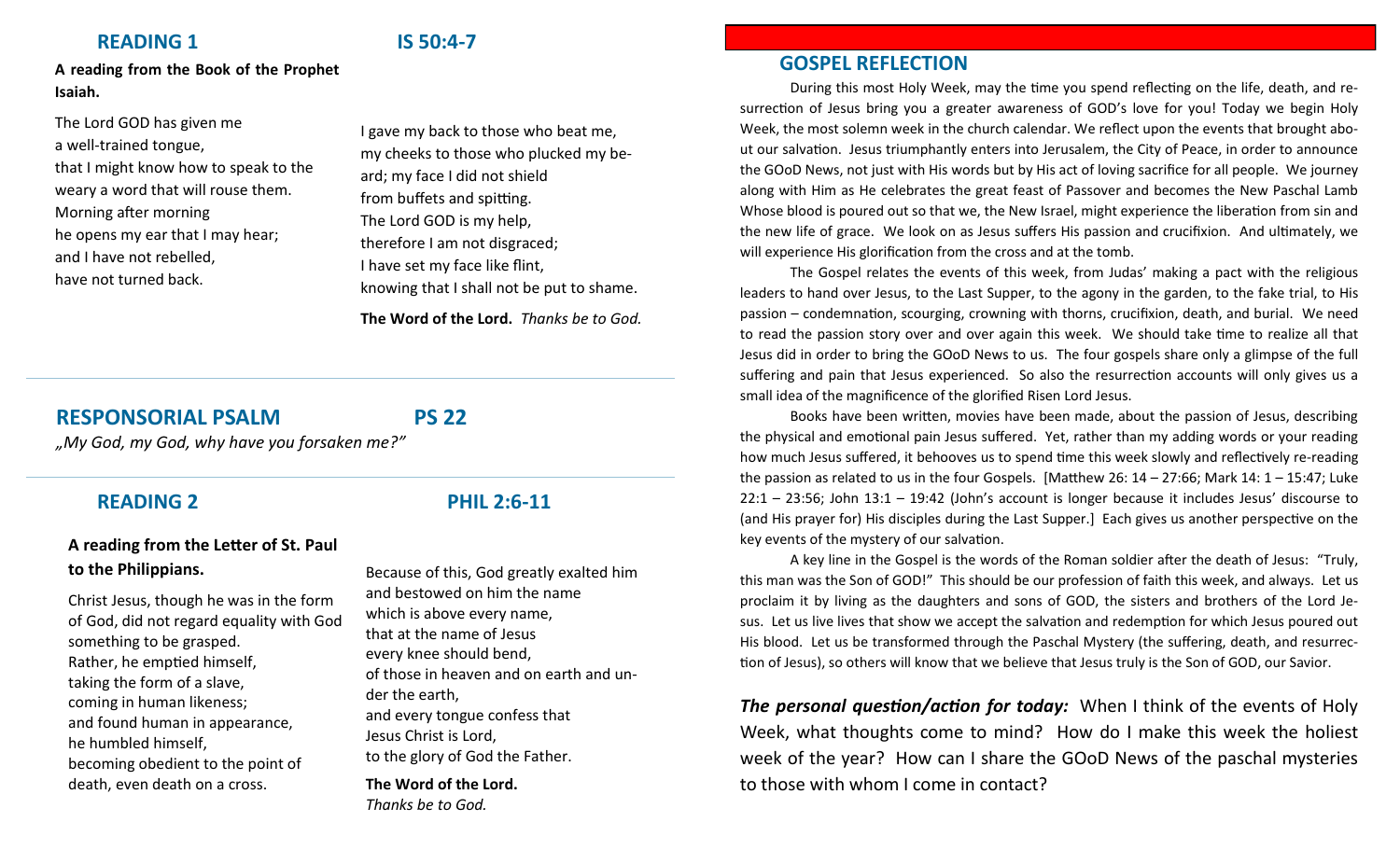## READING 1 IS 50:4-7

**A reading from the Book of the Prophet Isaiah.**

The Lord GOD has given me
a well-trained tongue,
that I might know how to speak to the weary a word that will rouse them.
Morning after morning
he opens my ear that I may hear;
and I have not rebelled,
have not turned back.

I gave my back to those who beat me,
my cheeks to those who plucked my beard; my face I did not shield
from buffets and spitting.
The Lord GOD is my help,
therefore I am not disgraced;
I have set my face like flint,
knowing that I shall not be put to shame.

**The Word of the Lord.** *Thanks be to God.*

## RESPONSORIAL PSALM PS 22

*„My God, my God, why have you forsaken me?"*

## READING 2 PHIL 2:6-11

**A reading from the Letter of St. Paul to the Philippians.**

Christ Jesus, though he was in the form of God, did not regard equality with God something to be grasped.
Rather, he emptied himself,
taking the form of a slave,
coming in human likeness;
and found human in appearance,
he humbled himself,
becoming obedient to the point of death, even death on a cross.

Because of this, God greatly exalted him
and bestowed on him the name
which is above every name,
that at the name of Jesus
every knee should bend,
of those in heaven and on earth and under the earth,
and every tongue confess that
Jesus Christ is Lord,
to the glory of God the Father.

**The Word of the Lord.**
*Thanks be to God.*

## GOSPEL REFLECTION

During this most Holy Week, may the time you spend reflecting on the life, death, and resurrection of Jesus bring you a greater awareness of GOD's love for you! Today we begin Holy Week, the most solemn week in the church calendar. We reflect upon the events that brought about our salvation. Jesus triumphantly enters into Jerusalem, the City of Peace, in order to announce the GOoD News, not just with His words but by His act of loving sacrifice for all people. We journey along with Him as He celebrates the great feast of Passover and becomes the New Paschal Lamb Whose blood is poured out so that we, the New Israel, might experience the liberation from sin and the new life of grace. We look on as Jesus suffers His passion and crucifixion. And ultimately, we will experience His glorification from the cross and at the tomb.

The Gospel relates the events of this week, from Judas' making a pact with the religious leaders to hand over Jesus, to the Last Supper, to the agony in the garden, to the fake trial, to His passion – condemnation, scourging, crowning with thorns, crucifixion, death, and burial. We need to read the passion story over and over again this week. We should take time to realize all that Jesus did in order to bring the GOoD News to us. The four gospels share only a glimpse of the full suffering and pain that Jesus experienced. So also the resurrection accounts will only gives us a small idea of the magnificence of the glorified Risen Lord Jesus.

Books have been written, movies have been made, about the passion of Jesus, describing the physical and emotional pain Jesus suffered. Yet, rather than my adding words or your reading how much Jesus suffered, it behooves us to spend time this week slowly and reflectively re-reading the passion as related to us in the four Gospels. [Matthew 26: 14 – 27:66; Mark 14: 1 – 15:47; Luke 22:1 – 23:56; John 13:1 – 19:42 (John's account is longer because it includes Jesus' discourse to (and His prayer for) His disciples during the Last Supper.] Each gives us another perspective on the key events of the mystery of our salvation.

A key line in the Gospel is the words of the Roman soldier after the death of Jesus: "Truly, this man was the Son of GOD!" This should be our profession of faith this week, and always. Let us proclaim it by living as the daughters and sons of GOD, the sisters and brothers of the Lord Jesus. Let us live lives that show we accept the salvation and redemption for which Jesus poured out His blood. Let us be transformed through the Paschal Mystery (the suffering, death, and resurrection of Jesus), so others will know that we believe that Jesus truly is the Son of GOD, our Savior.

***The personal question/action for today:*** When I think of the events of Holy Week, what thoughts come to mind? How do I make this week the holiest week of the year? How can I share the GOoD News of the paschal mysteries to those with whom I come in contact?